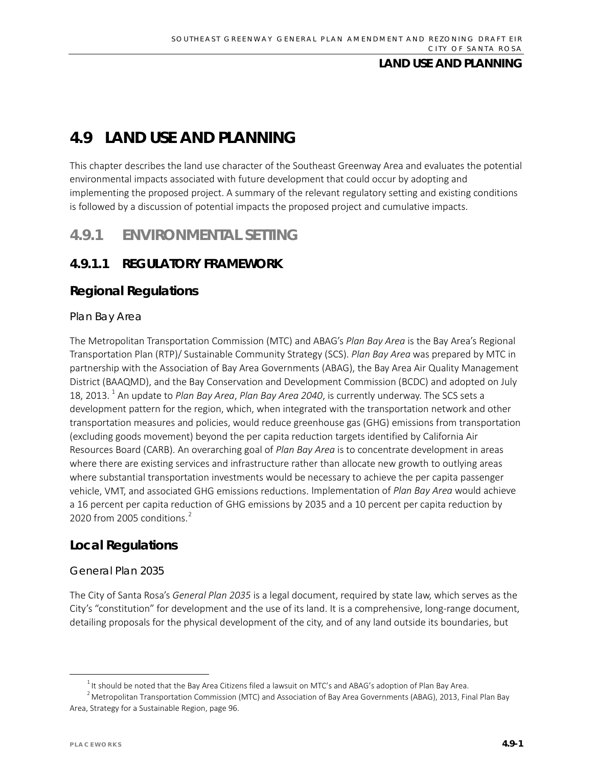# 4.9 LAND USE AND PLANNING

This chapter describes the land use character of the Southeast Greenway Area and evaluates the potential environmental impacts associated with future development that could occur by adopting and implementing the proposed project. A summary of the relevant regulatory setting and existing conditions is followed by a discussion of potential impacts the proposed project and cumulative impacts.

## 4.9.1 ENVIRONMENTAL SETTING

### 4.9.1.1 REGULATORY FRAMEWORK

#### Regional Regulations

##### Plan Bay Area

The Metropolitan Transportation Commission (MTC) and ABAG's *Plan Bay Area* is the Bay Area's Regional Transportation Plan (RTP)/ Sustainable Community Strategy (SCS). *Plan Bay Area* was prepared by MTC in partnership with the Association of Bay Area Governments (ABAG), the Bay Area Air Quality Management District (BAAQMD), and the Bay Conservation and Development Commission (BCDC) and adopted on July 18, 2013. [1] An update to *Plan Bay Area*, *Plan Bay Area 2040*, is currently underway. The SCS sets a development pattern for the region, which, when integrated with the transportation network and other transportation measures and policies, would reduce greenhouse gas (GHG) emissions from transportation (excluding goods movement) beyond the per capita reduction targets identified by California Air Resources Board (CARB). An overarching goal of *Plan Bay Area* is to concentrate development in areas where there are existing services and infrastructure rather than allocate new growth to outlying areas where substantial transportation investments would be necessary to achieve the per capita passenger vehicle, VMT, and associated GHG emissions reductions. Implementation of *Plan Bay Area* would achieve a 16 percent per capita reduction of GHG emissions by 2035 and a 10 percent per capita reduction by 2020 from 2005 conditions.[2]

#### Local Regulations

##### General Plan 2035

The City of Santa Rosa's *General Plan 2035* is a legal document, required by state law, which serves as the City's "constitution" for development and the use of its land. It is a comprehensive, long-range document, detailing proposals for the physical development of the city, and of any land outside its boundaries, but

[1] It should be noted that the Bay Area Citizens filed a lawsuit on MTC's and ABAG's adoption of Plan Bay Area.

[2] Metropolitan Transportation Commission (MTC) and Association of Bay Area Governments (ABAG), 2013, Final Plan Bay Area, Strategy for a Sustainable Region, page 96.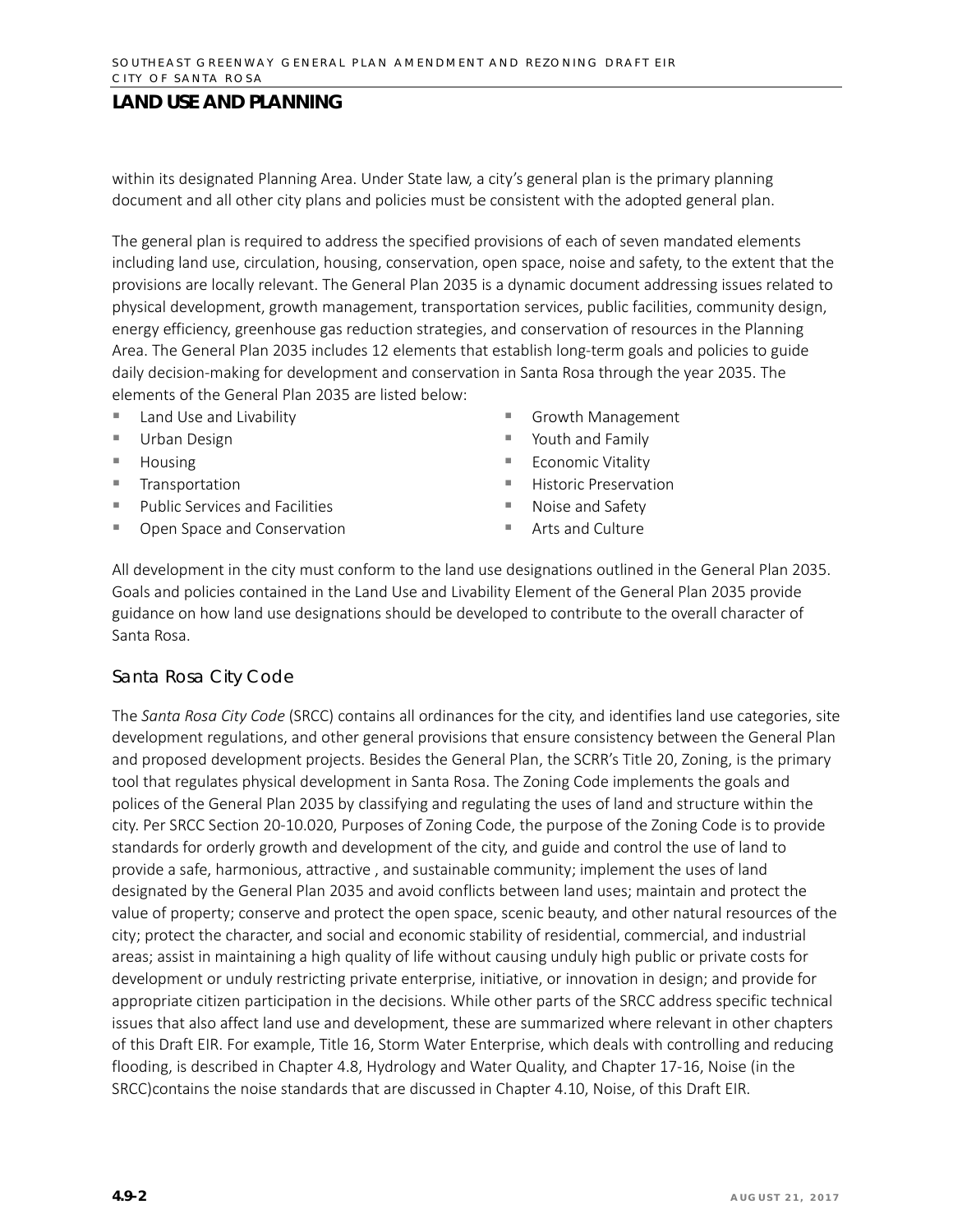within its designated Planning Area. Under State law, a city's general plan is the primary planning document and all other city plans and policies must be consistent with the adopted general plan.

The general plan is required to address the specified provisions of each of seven mandated elements including land use, circulation, housing, conservation, open space, noise and safety, to the extent that the provisions are locally relevant. The General Plan 2035 is a dynamic document addressing issues related to physical development, growth management, transportation services, public facilities, community design, energy efficiency, greenhouse gas reduction strategies, and conservation of resources in the Planning Area. The General Plan 2035 includes 12 elements that establish long-term goals and policies to guide daily decision-making for development and conservation in Santa Rosa through the year 2035. The elements of the General Plan 2035 are listed below:

- Land Use and Livability
- Urban Design
- Housing
- Transportation
- Public Services and Facilities
- Open Space and Conservation
- Growth Management
- Youth and Family
- Economic Vitality
- Historic Preservation
- Noise and Safety
- Arts and Culture

All development in the city must conform to the land use designations outlined in the General Plan 2035. Goals and policies contained in the Land Use and Livability Element of the General Plan 2035 provide guidance on how land use designations should be developed to contribute to the overall character of Santa Rosa.

### Santa Rosa City Code

The *Santa Rosa City Code* (SRCC) contains all ordinances for the city, and identifies land use categories, site development regulations, and other general provisions that ensure consistency between the General Plan and proposed development projects. Besides the General Plan, the SCRR's Title 20, Zoning, is the primary tool that regulates physical development in Santa Rosa. The Zoning Code implements the goals and polices of the General Plan 2035 by classifying and regulating the uses of land and structure within the city. Per SRCC Section 20-10.020, Purposes of Zoning Code, the purpose of the Zoning Code is to provide standards for orderly growth and development of the city, and guide and control the use of land to provide a safe, harmonious, attractive , and sustainable community; implement the uses of land designated by the General Plan 2035 and avoid conflicts between land uses; maintain and protect the value of property; conserve and protect the open space, scenic beauty, and other natural resources of the city; protect the character, and social and economic stability of residential, commercial, and industrial areas; assist in maintaining a high quality of life without causing unduly high public or private costs for development or unduly restricting private enterprise, initiative, or innovation in design; and provide for appropriate citizen participation in the decisions. While other parts of the SRCC address specific technical issues that also affect land use and development, these are summarized where relevant in other chapters of this Draft EIR. For example, Title 16, Storm Water Enterprise, which deals with controlling and reducing flooding, is described in Chapter 4.8, Hydrology and Water Quality, and Chapter 17-16, Noise (in the SRCC)contains the noise standards that are discussed in Chapter 4.10, Noise, of this Draft EIR.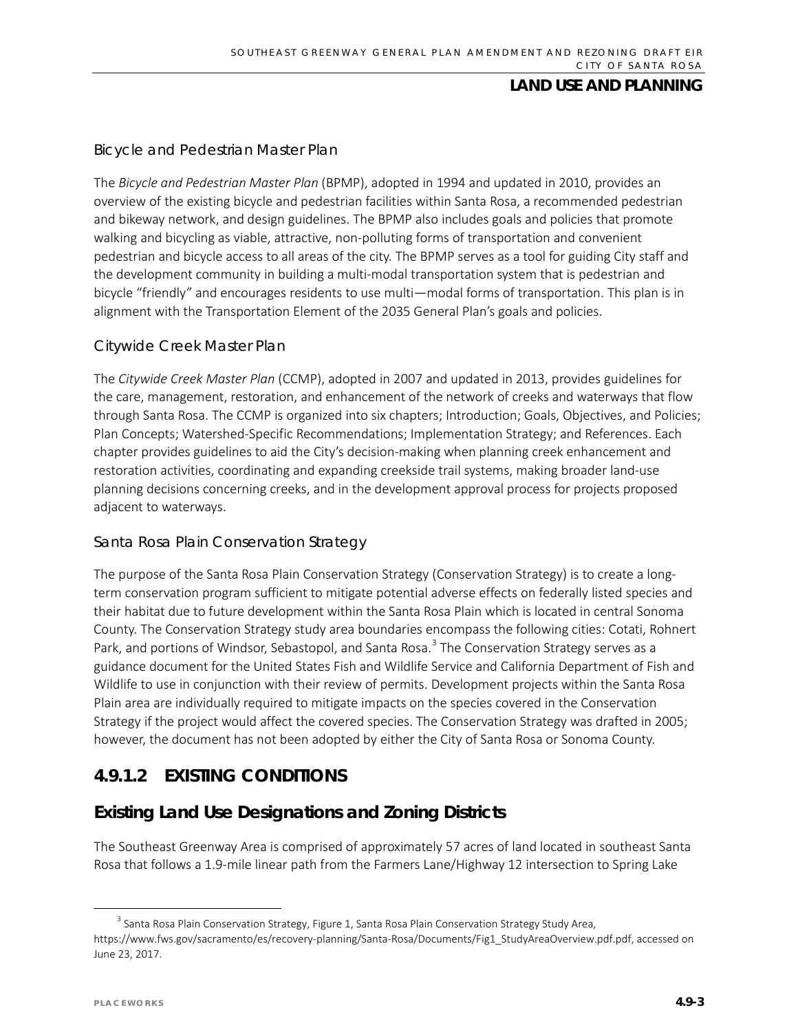### Bicycle and Pedestrian Master Plan

The *Bicycle and Pedestrian Master Plan* (BPMP), adopted in 1994 and updated in 2010, provides an overview of the existing bicycle and pedestrian facilities within Santa Rosa, a recommended pedestrian and bikeway network, and design guidelines. The BPMP also includes goals and policies that promote walking and bicycling as viable, attractive, non-polluting forms of transportation and convenient pedestrian and bicycle access to all areas of the city. The BPMP serves as a tool for guiding City staff and the development community in building a multi-modal transportation system that is pedestrian and bicycle "friendly" and encourages residents to use multi—modal forms of transportation. This plan is in alignment with the Transportation Element of the 2035 General Plan's goals and policies.

### Citywide Creek Master Plan

The *Citywide Creek Master Plan* (CCMP), adopted in 2007 and updated in 2013, provides guidelines for the care, management, restoration, and enhancement of the network of creeks and waterways that flow through Santa Rosa. The CCMP is organized into six chapters; Introduction; Goals, Objectives, and Policies; Plan Concepts; Watershed-Specific Recommendations; Implementation Strategy; and References. Each chapter provides guidelines to aid the City's decision-making when planning creek enhancement and restoration activities, coordinating and expanding creekside trail systems, making broader land-use planning decisions concerning creeks, and in the development approval process for projects proposed adjacent to waterways.

### Santa Rosa Plain Conservation Strategy

The purpose of the Santa Rosa Plain Conservation Strategy (Conservation Strategy) is to create a long-term conservation program sufficient to mitigate potential adverse effects on federally listed species and their habitat due to future development within the Santa Rosa Plain which is located in central Sonoma County. The Conservation Strategy study area boundaries encompass the following cities: Cotati, Rohnert Park, and portions of Windsor, Sebastopol, and Santa Rosa.[3] The Conservation Strategy serves as a guidance document for the United States Fish and Wildlife Service and California Department of Fish and Wildlife to use in conjunction with their review of permits. Development projects within the Santa Rosa Plain area are individually required to mitigate impacts on the species covered in the Conservation Strategy if the project would affect the covered species. The Conservation Strategy was drafted in 2005; however, the document has not been adopted by either the City of Santa Rosa or Sonoma County.

## 4.9.1.2 EXISTING CONDITIONS

## Existing Land Use Designations and Zoning Districts

The Southeast Greenway Area is comprised of approximately 57 acres of land located in southeast Santa Rosa that follows a 1.9-mile linear path from the Farmers Lane/Highway 12 intersection to Spring Lake

---

[3] Santa Rosa Plain Conservation Strategy, Figure 1, Santa Rosa Plain Conservation Strategy Study Area, https://www.fws.gov/sacramento/es/recovery-planning/Santa-Rosa/Documents/Fig1_StudyAreaOverview.pdf.pdf, accessed on June 23, 2017.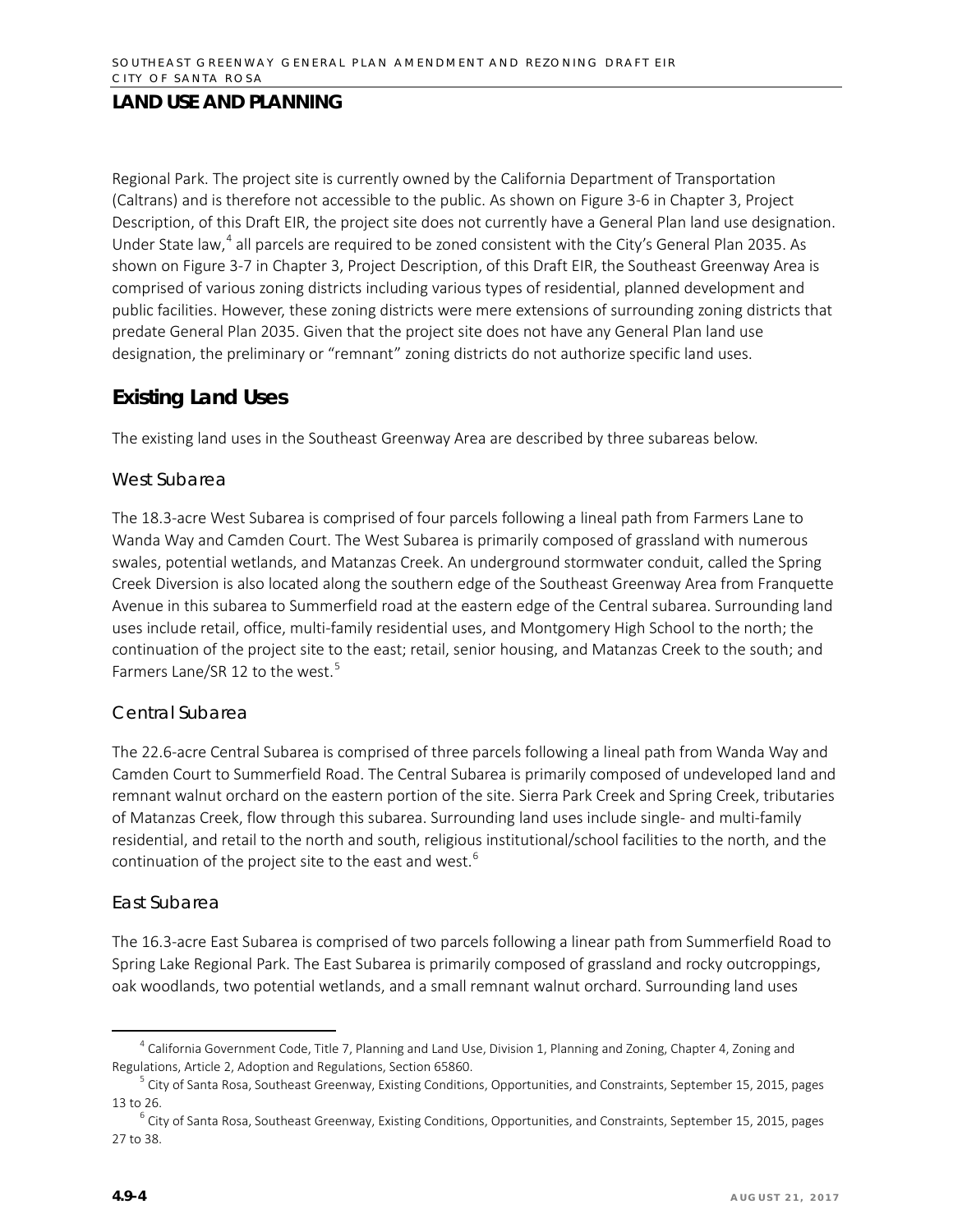Regional Park. The project site is currently owned by the California Department of Transportation (Caltrans) and is therefore not accessible to the public. As shown on Figure 3-6 in Chapter 3, Project Description, of this Draft EIR, the project site does not currently have a General Plan land use designation. Under State law,[4] all parcels are required to be zoned consistent with the City's General Plan 2035. As shown on Figure 3-7 in Chapter 3, Project Description, of this Draft EIR, the Southeast Greenway Area is comprised of various zoning districts including various types of residential, planned development and public facilities. However, these zoning districts were mere extensions of surrounding zoning districts that predate General Plan 2035. Given that the project site does not have any General Plan land use designation, the preliminary or "remnant" zoning districts do not authorize specific land uses.

## Existing Land Uses

The existing land uses in the Southeast Greenway Area are described by three subareas below.

### West Subarea

The 18.3-acre West Subarea is comprised of four parcels following a lineal path from Farmers Lane to Wanda Way and Camden Court. The West Subarea is primarily composed of grassland with numerous swales, potential wetlands, and Matanzas Creek. An underground stormwater conduit, called the Spring Creek Diversion is also located along the southern edge of the Southeast Greenway Area from Franquette Avenue in this subarea to Summerfield road at the eastern edge of the Central subarea. Surrounding land uses include retail, office, multi-family residential uses, and Montgomery High School to the north; the continuation of the project site to the east; retail, senior housing, and Matanzas Creek to the south; and Farmers Lane/SR 12 to the west.[5]

### Central Subarea

The 22.6-acre Central Subarea is comprised of three parcels following a lineal path from Wanda Way and Camden Court to Summerfield Road. The Central Subarea is primarily composed of undeveloped land and remnant walnut orchard on the eastern portion of the site. Sierra Park Creek and Spring Creek, tributaries of Matanzas Creek, flow through this subarea. Surrounding land uses include single- and multi-family residential, and retail to the north and south, religious institutional/school facilities to the north, and the continuation of the project site to the east and west.[6]

### East Subarea

The 16.3-acre East Subarea is comprised of two parcels following a linear path from Summerfield Road to Spring Lake Regional Park. The East Subarea is primarily composed of grassland and rocky outcroppings, oak woodlands, two potential wetlands, and a small remnant walnut orchard. Surrounding land uses

---

[4] California Government Code, Title 7, Planning and Land Use, Division 1, Planning and Zoning, Chapter 4, Zoning and Regulations, Article 2, Adoption and Regulations, Section 65860.

[5] City of Santa Rosa, Southeast Greenway, Existing Conditions, Opportunities, and Constraints, September 15, 2015, pages 13 to 26.

[6] City of Santa Rosa, Southeast Greenway, Existing Conditions, Opportunities, and Constraints, September 15, 2015, pages 27 to 38.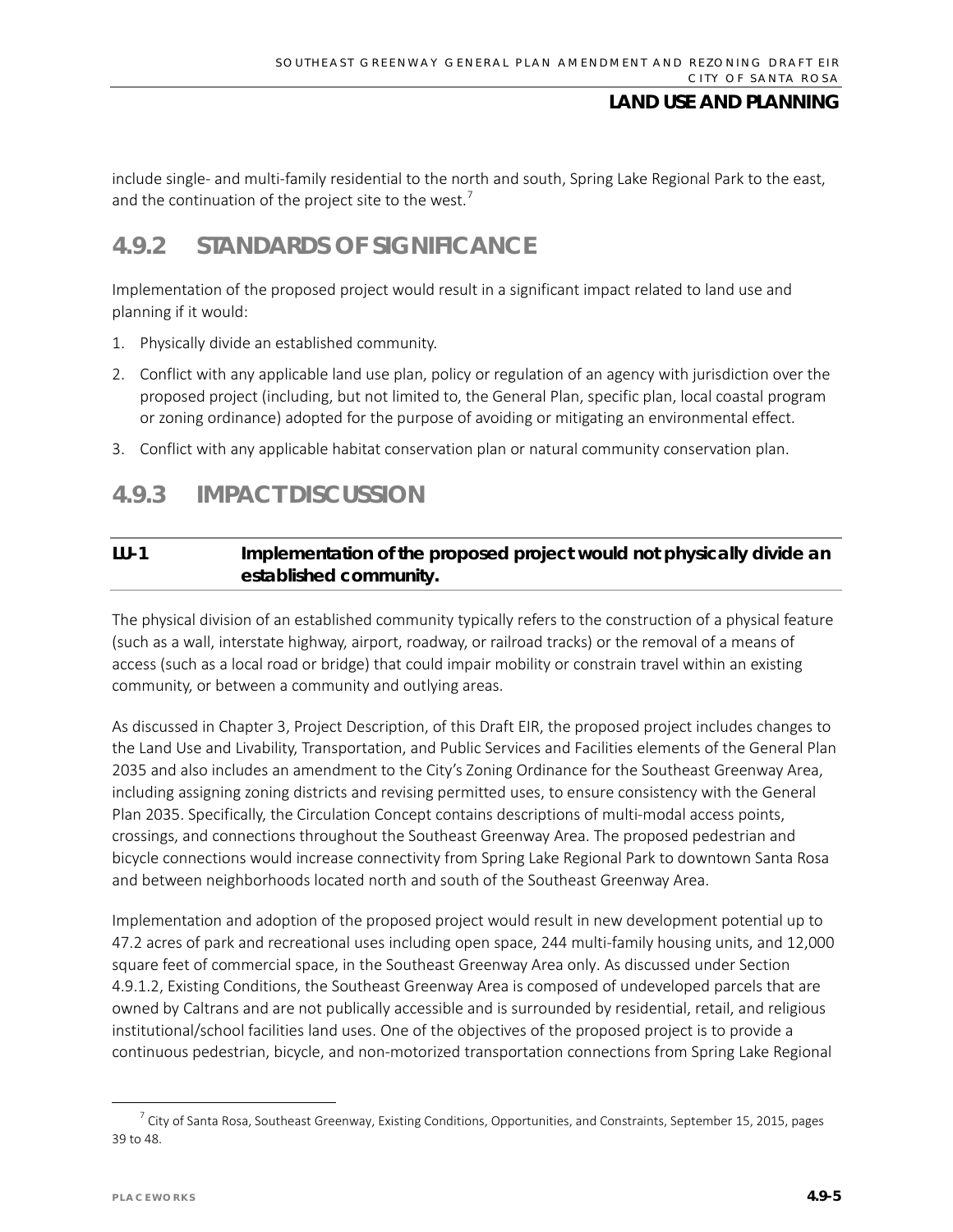include single- and multi-family residential to the north and south, Spring Lake Regional Park to the east, and the continuation of the project site to the west.[7]

## 4.9.2 STANDARDS OF SIGNIFICANCE

Implementation of the proposed project would result in a significant impact related to land use and planning if it would:

1. Physically divide an established community.
2. Conflict with any applicable land use plan, policy or regulation of an agency with jurisdiction over the proposed project (including, but not limited to, the General Plan, specific plan, local coastal program or zoning ordinance) adopted for the purpose of avoiding or mitigating an environmental effect.
3. Conflict with any applicable habitat conservation plan or natural community conservation plan.

## 4.9.3 IMPACT DISCUSSION

**LU-1 Implementation of the proposed project would not physically divide an established community.**

The physical division of an established community typically refers to the construction of a physical feature (such as a wall, interstate highway, airport, roadway, or railroad tracks) or the removal of a means of access (such as a local road or bridge) that could impair mobility or constrain travel within an existing community, or between a community and outlying areas.

As discussed in Chapter 3, Project Description, of this Draft EIR, the proposed project includes changes to the Land Use and Livability, Transportation, and Public Services and Facilities elements of the General Plan 2035 and also includes an amendment to the City's Zoning Ordinance for the Southeast Greenway Area, including assigning zoning districts and revising permitted uses, to ensure consistency with the General Plan 2035. Specifically, the Circulation Concept contains descriptions of multi-modal access points, crossings, and connections throughout the Southeast Greenway Area. The proposed pedestrian and bicycle connections would increase connectivity from Spring Lake Regional Park to downtown Santa Rosa and between neighborhoods located north and south of the Southeast Greenway Area.

Implementation and adoption of the proposed project would result in new development potential up to 47.2 acres of park and recreational uses including open space, 244 multi-family housing units, and 12,000 square feet of commercial space, in the Southeast Greenway Area only. As discussed under Section 4.9.1.2, Existing Conditions, the Southeast Greenway Area is composed of undeveloped parcels that are owned by Caltrans and are not publically accessible and is surrounded by residential, retail, and religious institutional/school facilities land uses. One of the objectives of the proposed project is to provide a continuous pedestrian, bicycle, and non-motorized transportation connections from Spring Lake Regional

[7] City of Santa Rosa, Southeast Greenway, Existing Conditions, Opportunities, and Constraints, September 15, 2015, pages 39 to 48.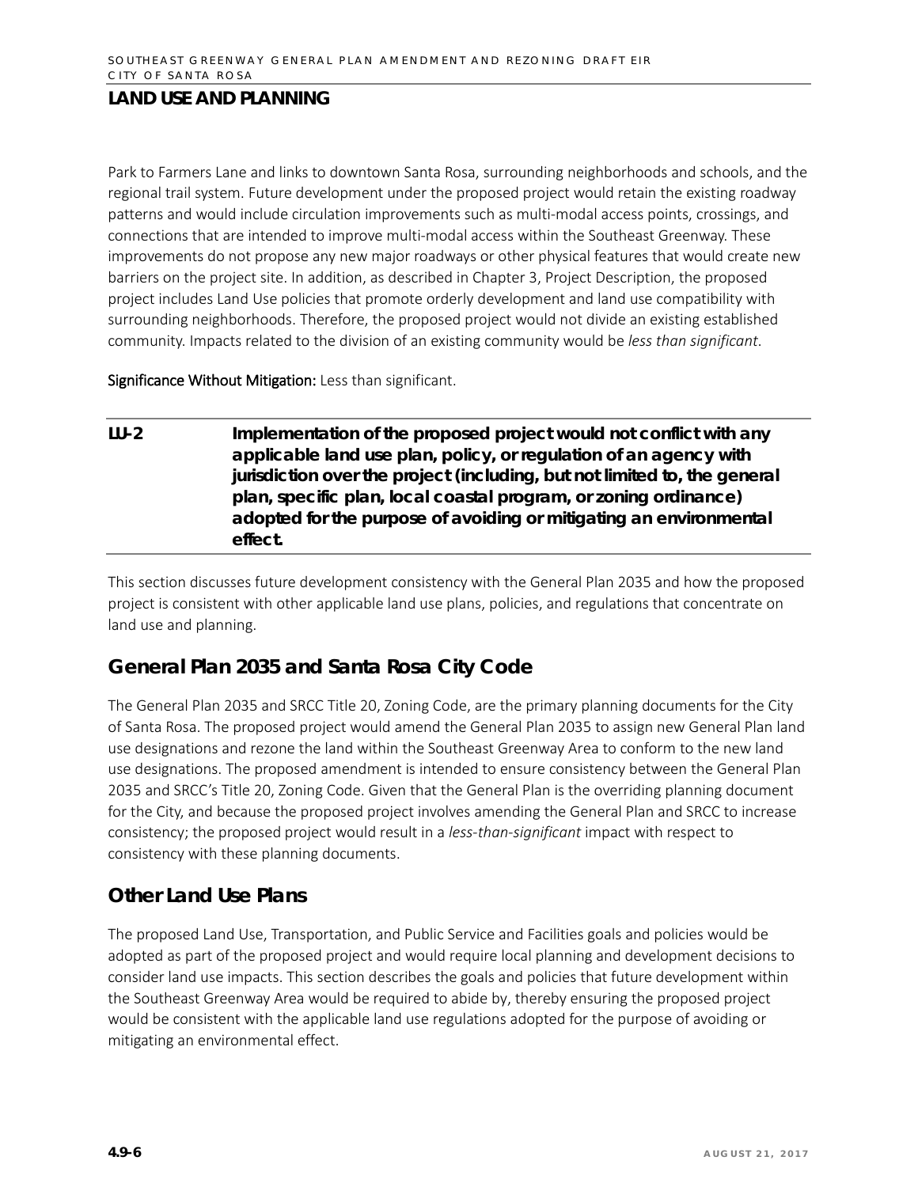Park to Farmers Lane and links to downtown Santa Rosa, surrounding neighborhoods and schools, and the regional trail system. Future development under the proposed project would retain the existing roadway patterns and would include circulation improvements such as multi-modal access points, crossings, and connections that are intended to improve multi-modal access within the Southeast Greenway. These improvements do not propose any new major roadways or other physical features that would create new barriers on the project site. In addition, as described in Chapter 3, Project Description, the proposed project includes Land Use policies that promote orderly development and land use compatibility with surrounding neighborhoods. Therefore, the proposed project would not divide an existing established community. Impacts related to the division of an existing community would be *less than significant*.

**Significance Without Mitigation:** Less than significant.

| LU-2 | **Implementation of the proposed project would not conflict with any applicable land use plan, policy, or regulation of an agency with jurisdiction over the project (including, but not limited to, the general plan, specific plan, local coastal program, or zoning ordinance) adopted for the purpose of avoiding or mitigating an environmental effect.** |
|---|---|

This section discusses future development consistency with the General Plan 2035 and how the proposed project is consistent with other applicable land use plans, policies, and regulations that concentrate on land use and planning.

## General Plan 2035 and Santa Rosa City Code

The General Plan 2035 and SRCC Title 20, Zoning Code, are the primary planning documents for the City of Santa Rosa. The proposed project would amend the General Plan 2035 to assign new General Plan land use designations and rezone the land within the Southeast Greenway Area to conform to the new land use designations. The proposed amendment is intended to ensure consistency between the General Plan 2035 and SRCC's Title 20, Zoning Code. Given that the General Plan is the overriding planning document for the City, and because the proposed project involves amending the General Plan and SRCC to increase consistency; the proposed project would result in a *less-than-significant* impact with respect to consistency with these planning documents.

## Other Land Use Plans

The proposed Land Use, Transportation, and Public Service and Facilities goals and policies would be adopted as part of the proposed project and would require local planning and development decisions to consider land use impacts. This section describes the goals and policies that future development within the Southeast Greenway Area would be required to abide by, thereby ensuring the proposed project would be consistent with the applicable land use regulations adopted for the purpose of avoiding or mitigating an environmental effect.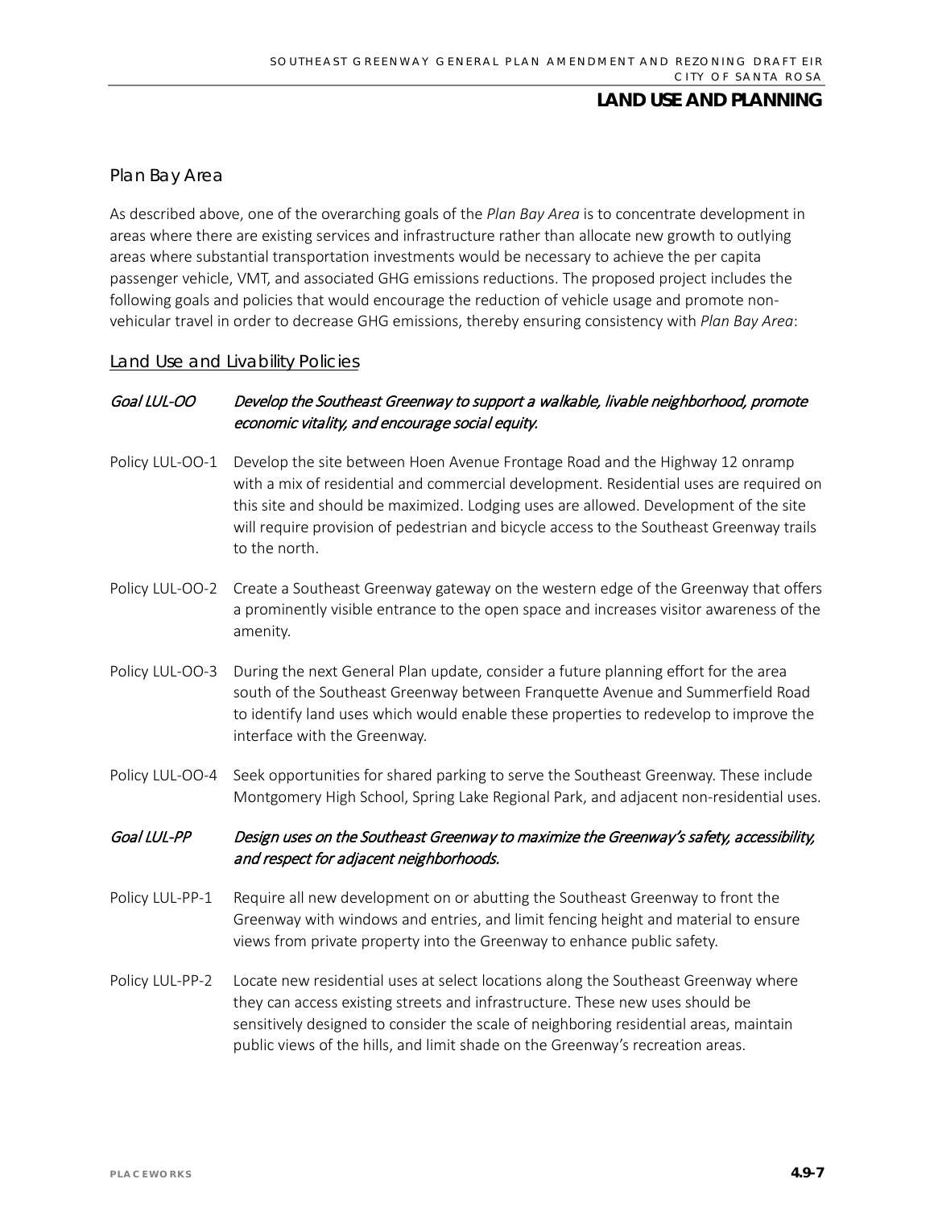## Plan Bay Area

As described above, one of the overarching goals of the *Plan Bay Area* is to concentrate development in areas where there are existing services and infrastructure rather than allocate new growth to outlying areas where substantial transportation investments would be necessary to achieve the per capita passenger vehicle, VMT, and associated GHG emissions reductions. The proposed project includes the following goals and policies that would encourage the reduction of vehicle usage and promote non-vehicular travel in order to decrease GHG emissions, thereby ensuring consistency with *Plan Bay Area*:

### Land Use and Livability Policies

*Goal LUL-OO* *Develop the Southeast Greenway to support a walkable, livable neighborhood, promote economic vitality, and encourage social equity.*

Policy LUL-OO-1 Develop the site between Hoen Avenue Frontage Road and the Highway 12 onramp with a mix of residential and commercial development. Residential uses are required on this site and should be maximized. Lodging uses are allowed. Development of the site will require provision of pedestrian and bicycle access to the Southeast Greenway trails to the north.

Policy LUL-OO-2 Create a Southeast Greenway gateway on the western edge of the Greenway that offers a prominently visible entrance to the open space and increases visitor awareness of the amenity.

Policy LUL-OO-3 During the next General Plan update, consider a future planning effort for the area south of the Southeast Greenway between Franquette Avenue and Summerfield Road to identify land uses which would enable these properties to redevelop to improve the interface with the Greenway.

Policy LUL-OO-4 Seek opportunities for shared parking to serve the Southeast Greenway. These include Montgomery High School, Spring Lake Regional Park, and adjacent non-residential uses.

*Goal LUL-PP* *Design uses on the Southeast Greenway to maximize the Greenway's safety, accessibility, and respect for adjacent neighborhoods.*

Policy LUL-PP-1 Require all new development on or abutting the Southeast Greenway to front the Greenway with windows and entries, and limit fencing height and material to ensure views from private property into the Greenway to enhance public safety.

Policy LUL-PP-2 Locate new residential uses at select locations along the Southeast Greenway where they can access existing streets and infrastructure. These new uses should be sensitively designed to consider the scale of neighboring residential areas, maintain public views of the hills, and limit shade on the Greenway's recreation areas.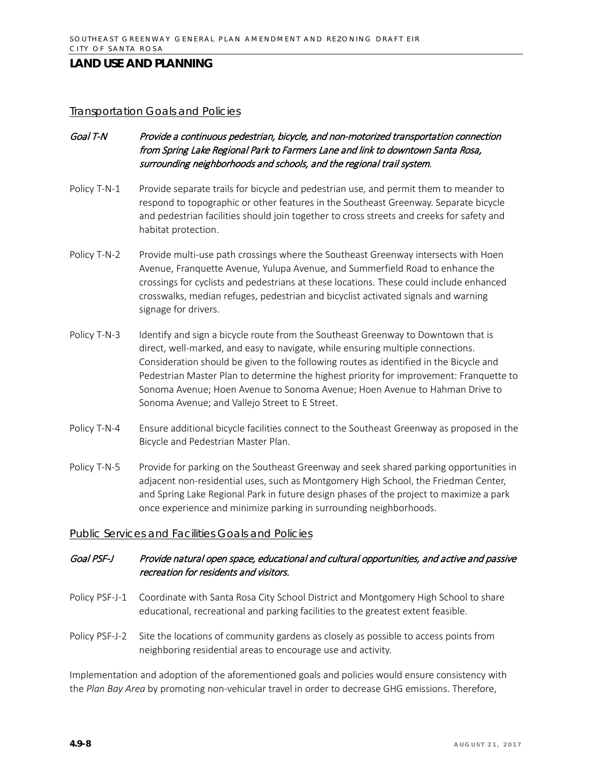## LAND USE AND PLANNING

### Transportation Goals and Policies

*Goal T-N* *Provide a continuous pedestrian, bicycle, and non-motorized transportation connection from Spring Lake Regional Park to Farmers Lane and link to downtown Santa Rosa, surrounding neighborhoods and schools, and the regional trail system*.

Policy T-N-1 Provide separate trails for bicycle and pedestrian use, and permit them to meander to respond to topographic or other features in the Southeast Greenway. Separate bicycle and pedestrian facilities should join together to cross streets and creeks for safety and habitat protection.

Policy T-N-2 Provide multi-use path crossings where the Southeast Greenway intersects with Hoen Avenue, Franquette Avenue, Yulupa Avenue, and Summerfield Road to enhance the crossings for cyclists and pedestrians at these locations. These could include enhanced crosswalks, median refuges, pedestrian and bicyclist activated signals and warning signage for drivers.

Policy T-N-3 Identify and sign a bicycle route from the Southeast Greenway to Downtown that is direct, well-marked, and easy to navigate, while ensuring multiple connections. Consideration should be given to the following routes as identified in the Bicycle and Pedestrian Master Plan to determine the highest priority for improvement: Franquette to Sonoma Avenue; Hoen Avenue to Sonoma Avenue; Hoen Avenue to Hahman Drive to Sonoma Avenue; and Vallejo Street to E Street.

Policy T-N-4 Ensure additional bicycle facilities connect to the Southeast Greenway as proposed in the Bicycle and Pedestrian Master Plan.

Policy T-N-5 Provide for parking on the Southeast Greenway and seek shared parking opportunities in adjacent non-residential uses, such as Montgomery High School, the Friedman Center, and Spring Lake Regional Park in future design phases of the project to maximize a park once experience and minimize parking in surrounding neighborhoods.

### Public Services and Facilities Goals and Policies

*Goal PSF-J* *Provide natural open space, educational and cultural opportunities, and active and passive recreation for residents and visitors.*

Policy PSF-J-1 Coordinate with Santa Rosa City School District and Montgomery High School to share educational, recreational and parking facilities to the greatest extent feasible.

Policy PSF-J-2 Site the locations of community gardens as closely as possible to access points from neighboring residential areas to encourage use and activity.

Implementation and adoption of the aforementioned goals and policies would ensure consistency with the *Plan Bay Area* by promoting non-vehicular travel in order to decrease GHG emissions. Therefore,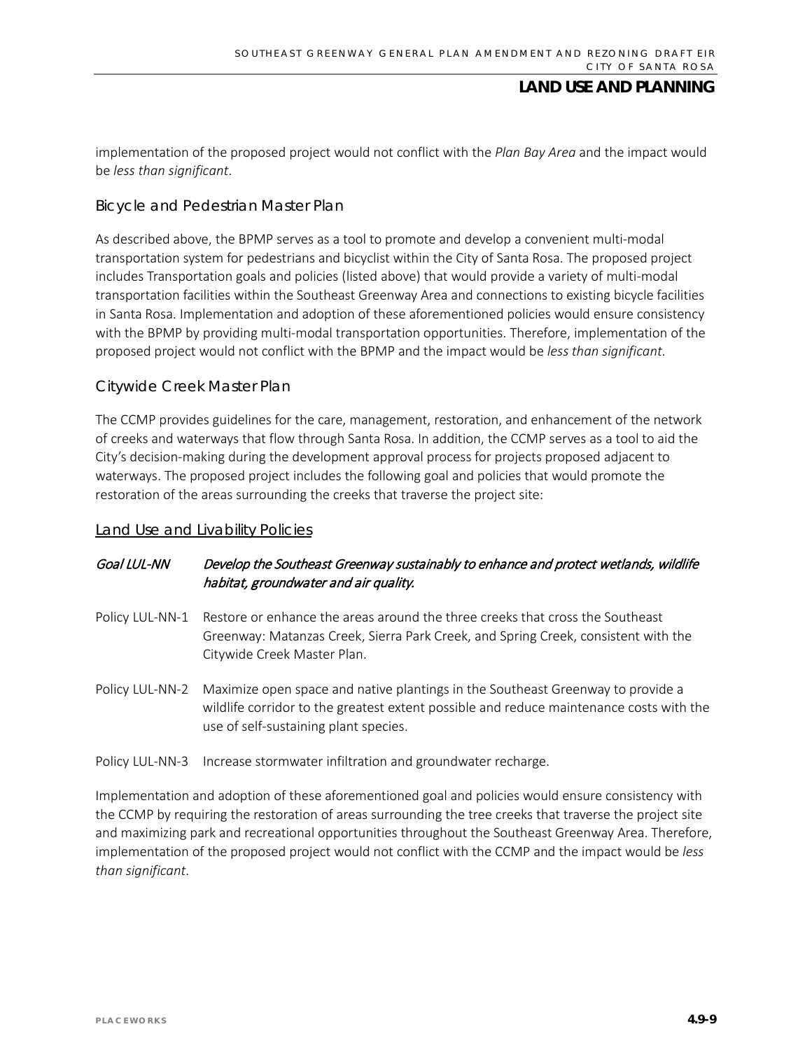implementation of the proposed project would not conflict with the *Plan Bay Area* and the impact would be *less than significant*.

### Bicycle and Pedestrian Master Plan

As described above, the BPMP serves as a tool to promote and develop a convenient multi-modal transportation system for pedestrians and bicyclist within the City of Santa Rosa. The proposed project includes Transportation goals and policies (listed above) that would provide a variety of multi-modal transportation facilities within the Southeast Greenway Area and connections to existing bicycle facilities in Santa Rosa. Implementation and adoption of these aforementioned policies would ensure consistency with the BPMP by providing multi-modal transportation opportunities. Therefore, implementation of the proposed project would not conflict with the BPMP and the impact would be *less than significant*.

### Citywide Creek Master Plan

The CCMP provides guidelines for the care, management, restoration, and enhancement of the network of creeks and waterways that flow through Santa Rosa. In addition, the CCMP serves as a tool to aid the City's decision-making during the development approval process for projects proposed adjacent to waterways. The proposed project includes the following goal and policies that would promote the restoration of the areas surrounding the creeks that traverse the project site:

#### Land Use and Livability Policies

*Goal LUL-NN* *Develop the Southeast Greenway sustainably to enhance and protect wetlands, wildlife habitat, groundwater and air quality.*

Policy LUL-NN-1 Restore or enhance the areas around the three creeks that cross the Southeast Greenway: Matanzas Creek, Sierra Park Creek, and Spring Creek, consistent with the Citywide Creek Master Plan.

Policy LUL-NN-2 Maximize open space and native plantings in the Southeast Greenway to provide a wildlife corridor to the greatest extent possible and reduce maintenance costs with the use of self-sustaining plant species.

Policy LUL-NN-3 Increase stormwater infiltration and groundwater recharge.

Implementation and adoption of these aforementioned goal and policies would ensure consistency with the CCMP by requiring the restoration of areas surrounding the tree creeks that traverse the project site and maximizing park and recreational opportunities throughout the Southeast Greenway Area. Therefore, implementation of the proposed project would not conflict with the CCMP and the impact would be *less than significant*.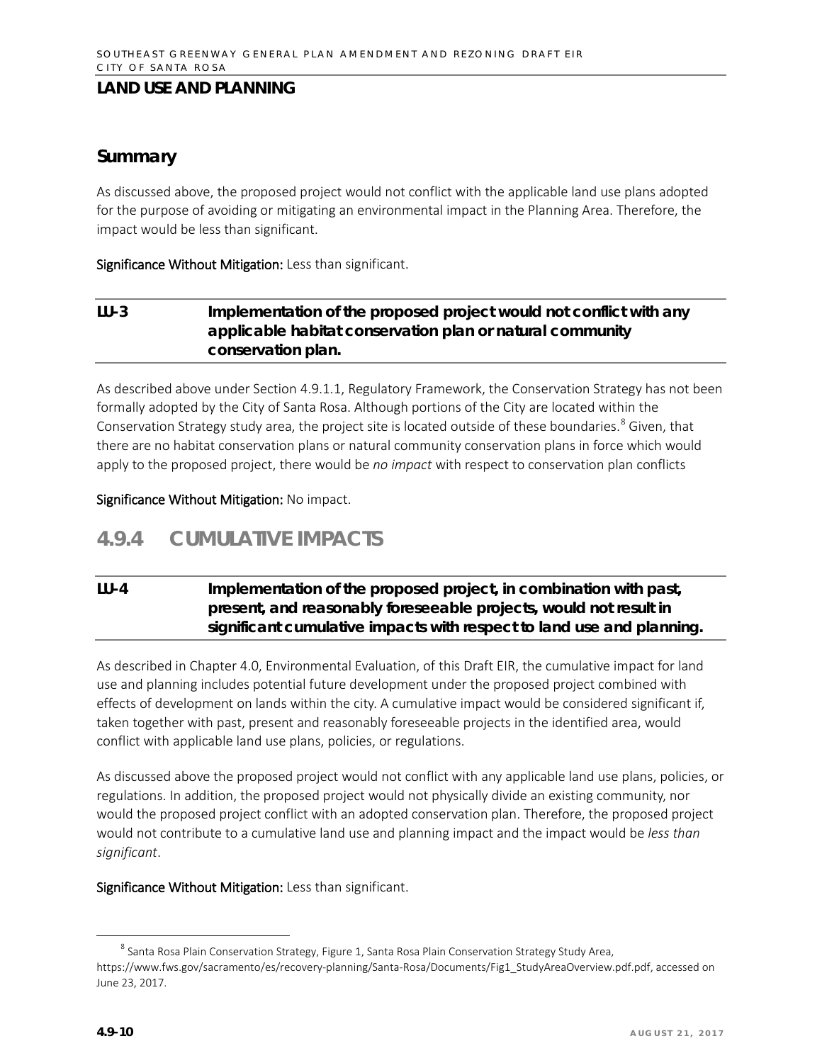## Summary

As discussed above, the proposed project would not conflict with the applicable land use plans adopted for the purpose of avoiding or mitigating an environmental impact in the Planning Area. Therefore, the impact would be less than significant.

**Significance Without Mitigation:** Less than significant.

| | |
|---|---|
| **LU-3** | **Implementation of the proposed project would not conflict with any applicable habitat conservation plan or natural community conservation plan.** |

As described above under Section 4.9.1.1, Regulatory Framework, the Conservation Strategy has not been formally adopted by the City of Santa Rosa. Although portions of the City are located within the Conservation Strategy study area, the project site is located outside of these boundaries.[8] Given, that there are no habitat conservation plans or natural community conservation plans in force which would apply to the proposed project, there would be *no impact* with respect to conservation plan conflicts

**Significance Without Mitigation:** No impact.

## 4.9.4 CUMULATIVE IMPACTS

| | |
|---|---|
| **LU-4** | **Implementation of the proposed project, in combination with past, present, and reasonably foreseeable projects, would not result in significant cumulative impacts with respect to land use and planning.** |

As described in Chapter 4.0, Environmental Evaluation, of this Draft EIR, the cumulative impact for land use and planning includes potential future development under the proposed project combined with effects of development on lands within the city. A cumulative impact would be considered significant if, taken together with past, present and reasonably foreseeable projects in the identified area, would conflict with applicable land use plans, policies, or regulations.

As discussed above the proposed project would not conflict with any applicable land use plans, policies, or regulations. In addition, the proposed project would not physically divide an existing community, nor would the proposed project conflict with an adopted conservation plan. Therefore, the proposed project would not contribute to a cumulative land use and planning impact and the impact would be *less than significant*.

**Significance Without Mitigation:** Less than significant.

---

[8] Santa Rosa Plain Conservation Strategy, Figure 1, Santa Rosa Plain Conservation Strategy Study Area, https://www.fws.gov/sacramento/es/recovery-planning/Santa-Rosa/Documents/Fig1_StudyAreaOverview.pdf.pdf, accessed on June 23, 2017.